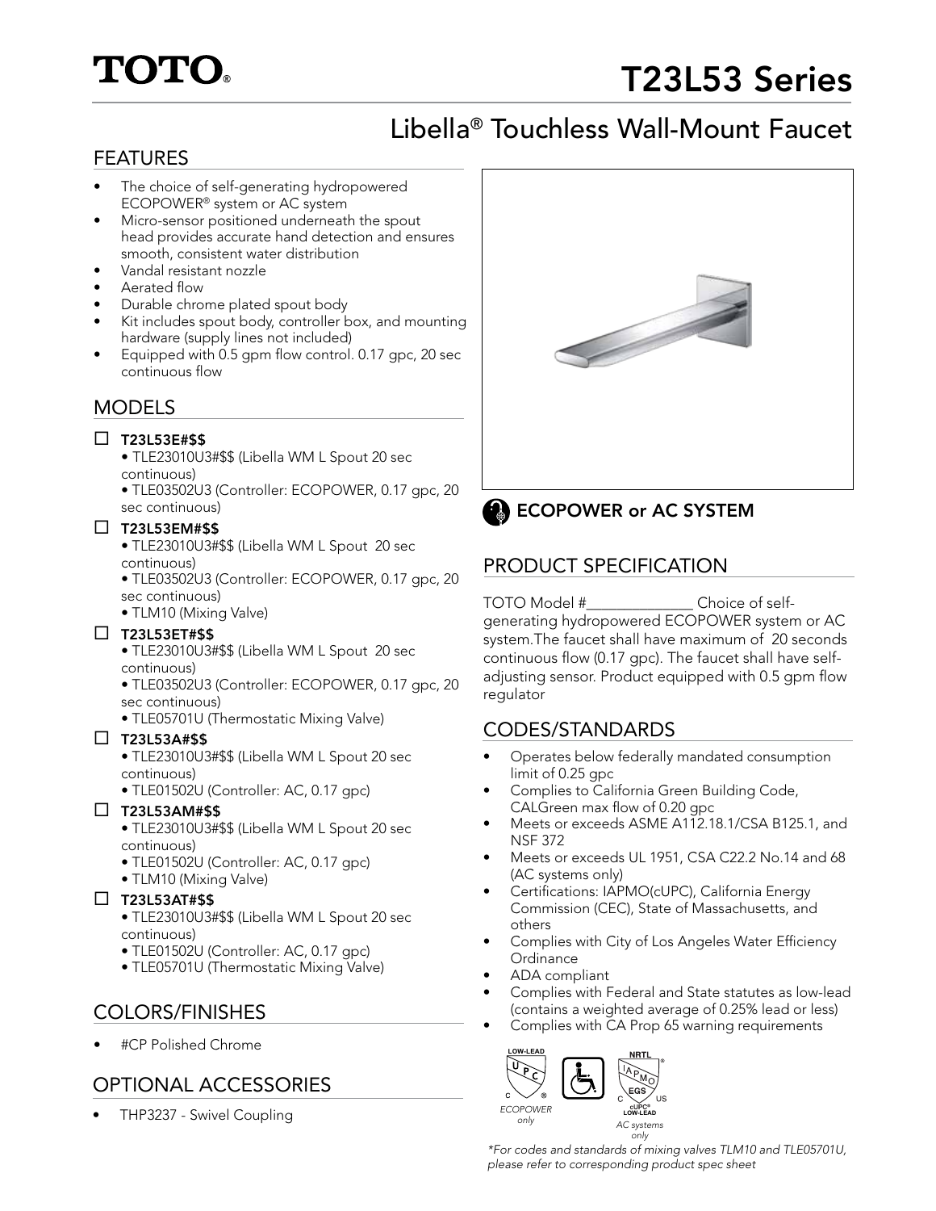# TOTO®

# T23L53 Series

## Libella® Touchless Wall-Mount Faucet

## FEATURES

- The choice of self-generating hydropowered ECOPOWER® system or AC system
- Micro-sensor positioned underneath the spout head provides accurate hand detection and ensures smooth, consistent water distribution
- Vandal resistant nozzle
- Aerated flow
- Durable chrome plated spout body
- Kit includes spout body, controller box, and mounting hardware (supply lines not included)
- Equipped with 0.5 gpm flow control. 0.17 gpc, 20 sec continuous flow

## MODELS

☐ **T23L53E#$$**
- TLE23010U3#$$ (Libella WM L Spout 20 sec continuous)
- TLE03502U3 (Controller: ECOPOWER, 0.17 gpc, 20 sec continuous)

☐ **T23L53EM#$$**
- TLE23010U3#$$ (Libella WM L Spout 20 sec continuous)
- TLE03502U3 (Controller: ECOPOWER, 0.17 gpc, 20 sec continuous)
- TLM10 (Mixing Valve)

☐ **T23L53ET#$$**
- TLE23010U3#$$ (Libella WM L Spout 20 sec continuous)
- TLE03502U3 (Controller: ECOPOWER, 0.17 gpc, 20 sec continuous)
- TLE05701U (Thermostatic Mixing Valve)

☐ **T23L53A#$$**
- TLE23010U3#$$ (Libella WM L Spout 20 sec continuous)
- TLE01502U (Controller: AC, 0.17 gpc)

☐ **T23L53AM#$$**
- TLE23010U3#$$ (Libella WM L Spout 20 sec continuous)
- TLE01502U (Controller: AC, 0.17 gpc)
- TLM10 (Mixing Valve)

☐ **T23L53AT#$$**
- TLE23010U3#$$ (Libella WM L Spout 20 sec continuous)
- TLE01502U (Controller: AC, 0.17 gpc)
- TLE05701U (Thermostatic Mixing Valve)

## COLORS/FINISHES

- #CP Polished Chrome

## OPTIONAL ACCESSORIES

- THP3237 - Swivel Coupling

**ECOPOWER or AC SYSTEM**

## PRODUCT SPECIFICATION

TOTO Model #______________ Choice of self-generating hydropowered ECOPOWER system or AC system.The faucet shall have maximum of 20 seconds continuous flow (0.17 gpc). The faucet shall have self-adjusting sensor. Product equipped with 0.5 gpm flow regulator

## CODES/STANDARDS

- Operates below federally mandated consumption limit of 0.25 gpc
- Complies to California Green Building Code, CALGreen max flow of 0.20 gpc
- Meets or exceeds ASME A112.18.1/CSA B125.1, and NSF 372
- Meets or exceeds UL 1951, CSA C22.2 No.14 and 68 (AC systems only)
- Certifications: IAPMO(cUPC), California Energy Commission (CEC), State of Massachusetts, and others
- Complies with City of Los Angeles Water Efficiency Ordinance
- ADA compliant
- Complies with Federal and State statutes as low-lead (contains a weighted average of 0.25% lead or less)
- Complies with CA Prop 65 warning requirements

LOW-LEAD UPC — *ECOPOWER only*

NRTL IAPMO EGS cUPC® LOW-LEAD — *AC systems only*

*\*For codes and standards of mixing valves TLM10 and TLE05701U, please refer to corresponding product spec sheet*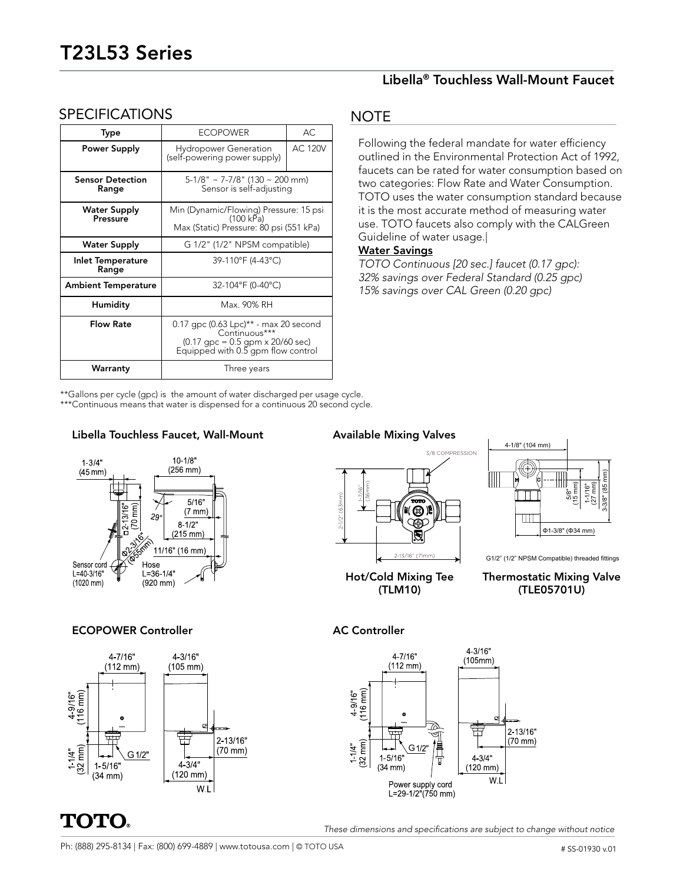# T23L53 Series

## Libella® Touchless Wall-Mount Faucet

## SPECIFICATIONS

| Type | ECOPOWER | AC |
|---|---|---|
| Power Supply | Hydropower Generation (self-powering power supply) | AC 120V |
| Sensor Detection Range | 5-1/8" ~ 7-7/8" (130 ~ 200 mm) Sensor is self-adjusting | |
| Water Supply Pressure | Min (Dynamic/Flowing) Pressure: 15 psi (100 kPa) Max (Static) Pressure: 80 psi (551 kPa) | |
| Water Supply | G 1/2" (1/2" NPSM compatible) | |
| Inlet Temperature Range | 39-110°F (4-43°C) | |
| Ambient Temperature | 32-104°F (0-40°C) | |
| Humidity | Max. 90% RH | |
| Flow Rate | 0.17 gpc (0.63 Lpc)** - max 20 second Continuous*** (0.17 gpc = 0.5 gpm x 20/60 sec) Equipped with 0.5 gpm flow control | |
| Warranty | Three years | |

**Gallons per cycle (gpc) is the amount of water discharged per usage cycle.
***Continuous means that water is dispensed for a continuous 20 second cycle.

## NOTE

Following the federal mandate for water efficiency outlined in the Environmental Protection Act of 1992, faucets can be rated for water consumption based on two categories: Flow Rate and Water Consumption. TOTO uses the water consumption standard because it is the most accurate method of measuring water use. TOTO faucets also comply with the CALGreen Guideline of water usage.|

**Water Savings**

*TOTO Continuous [20 sec.] faucet (0.17 gpc):*
*32% savings over Federal Standard (0.25 gpc)*
*15% savings over CAL Green (0.20 gpc)*

### Libella Touchless Faucet, Wall-Mount

1-3/4" (45 mm)
10-1/8" (256 mm)
2-13/16" (70 mm)
5/16" (7 mm)
29°
8-1/2" (215 mm)
Φ2-3/16" (Φ55mm)
11/16" (16 mm)
Sensor cord L=40-3/16" (1020 mm)
Hose L=36-1/4" (920 mm)

### Available Mixing Valves

3/8 COMPRESSION
2-1/2" (63mm)
1-7/16" (36mm)
2-13/16" (71mm)

**Hot/Cold Mixing Tee (TLM10)**

4-1/8" (104 mm)
5/8" (15 mm)
1-1/16" (27 mm)
3-3/8" (85 mm)
Φ1-3/8" (Φ34 mm)
G1/2" (1/2" NPSM Compatible) threaded fittings

**Thermostatic Mixing Valve (TLE05701U)**

### ECOPOWER Controller

4-7/16" (112 mm)
4-3/16" (105 mm)
4-9/16" (116 mm)
1-1/4" (32 mm)
1-5/16" (34 mm)
G1/2"
2-13/16" (70 mm)
4-3/4" (120 mm)
W.L

### AC Controller

4-7/16" (112 mm)
4-3/16" (105mm)
4-9/16" (116 mm)
1-1/4" (32 mm)
1-5/16" (34 mm)
G1/2"
2-13/16" (70 mm)
4-3/4" (120 mm)
W.L
Power supply cord L=29-1/2"(750 mm)

TOTO

*These dimensions and specifications are subject to change without notice*

Ph: (888) 295-8134 | Fax: (800) 699-4889 | www.totousa.com | © TOTO USA

# SS-01930 v.01